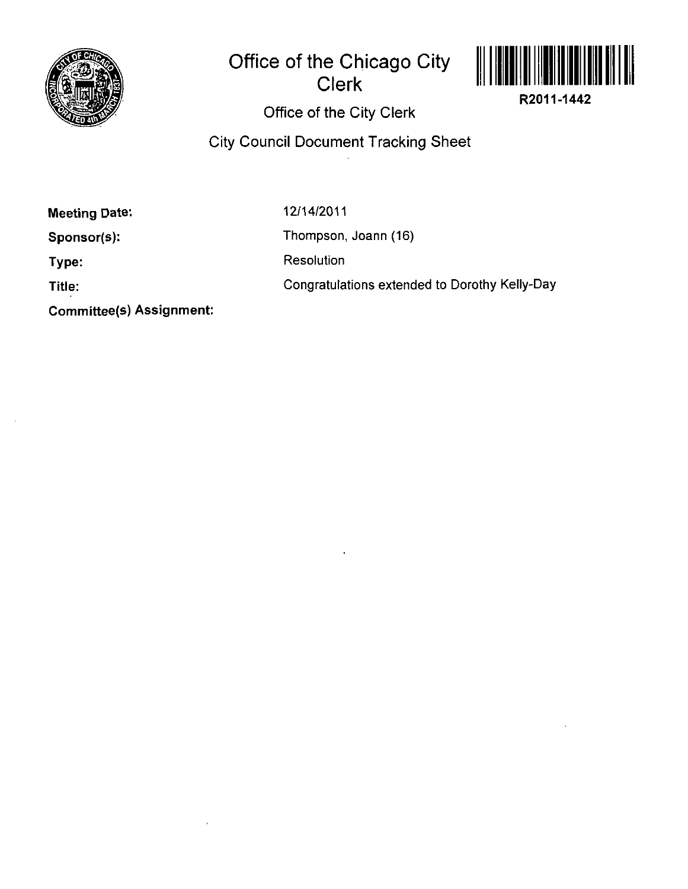# Office of the Chicago City Clerk

R2011-1442

## Office of the City Clerk

## City Council Document Tracking Sheet

**Meeting Date:** 12/14/2011

**Sponsor(s):** Thompson, Joann (16)

**Type:** Resolution

**Title:** Congratulations extended to Dorothy Kelly-Day

**Committee(s) Assignment:**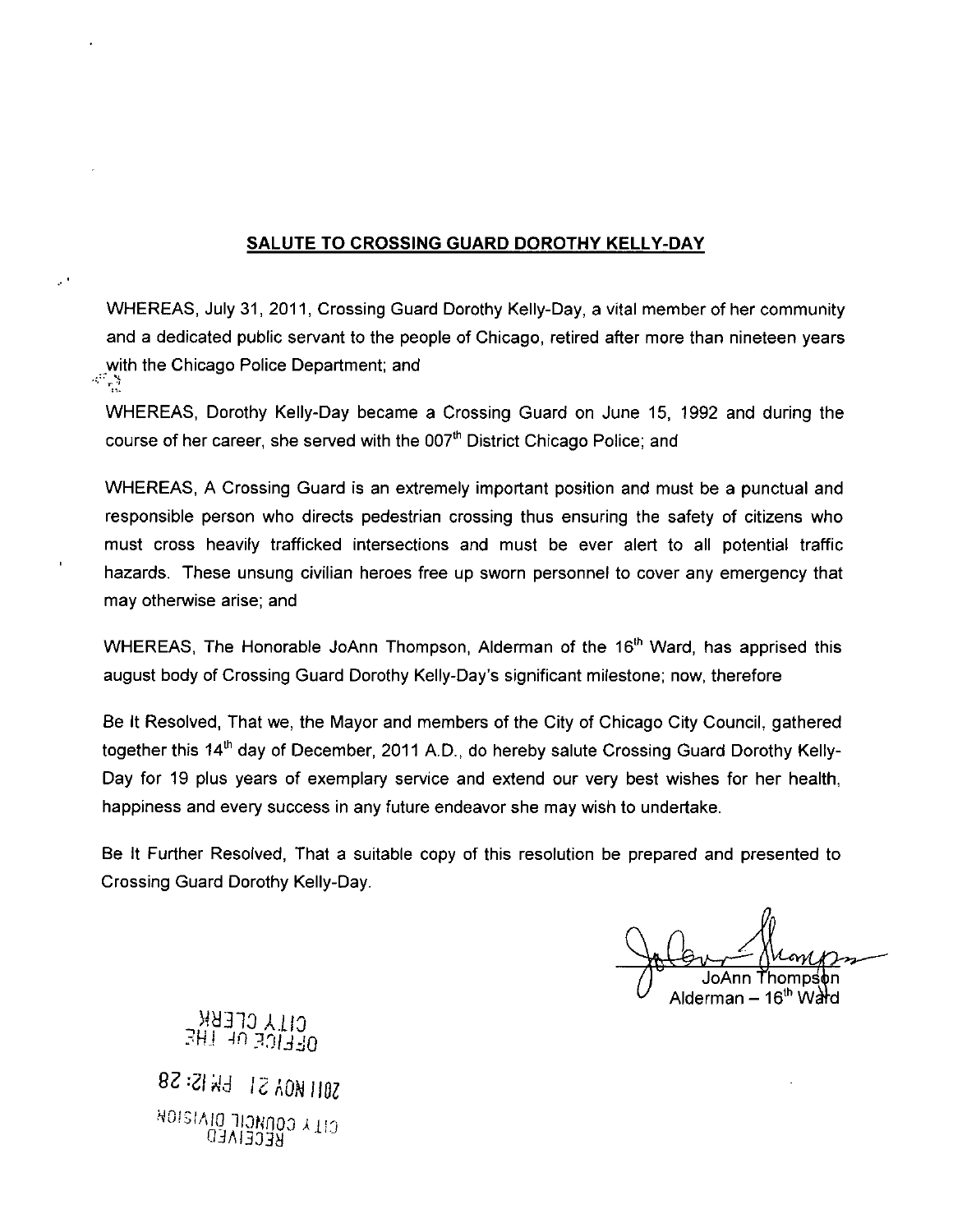## SALUTE TO CROSSING GUARD DOROTHY KELLY-DAY

WHEREAS, July 31, 2011, Crossing Guard Dorothy Kelly-Day, a vital member of her community and a dedicated public servant to the people of Chicago, retired after more than nineteen years with the Chicago Police Department; and

WHEREAS, Dorothy Kelly-Day became a Crossing Guard on June 15, 1992 and during the course of her career, she served with the 007th District Chicago Police; and

WHEREAS, A Crossing Guard is an extremely important position and must be a punctual and responsible person who directs pedestrian crossing thus ensuring the safety of citizens who must cross heavily trafficked intersections and must be ever alert to all potential traffic hazards. These unsung civilian heroes free up sworn personnel to cover any emergency that may otherwise arise; and

WHEREAS, The Honorable JoAnn Thompson, Alderman of the 16th Ward, has apprised this august body of Crossing Guard Dorothy Kelly-Day's significant milestone; now, therefore

Be It Resolved, That we, the Mayor and members of the City of Chicago City Council, gathered together this 14th day of December, 2011 A.D., do hereby salute Crossing Guard Dorothy Kelly-Day for 19 plus years of exemplary service and extend our very best wishes for her health, happiness and every success in any future endeavor she may wish to undertake.

Be It Further Resolved, That a suitable copy of this resolution be prepared and presented to Crossing Guard Dorothy Kelly-Day.

JoAnn Thompson
Alderman – 16th Ward

CITY CLERK
OFFICE OF THE

2011 NOV 21 PM 12:28

CITY COUNCIL DIVISION
RECEIVED